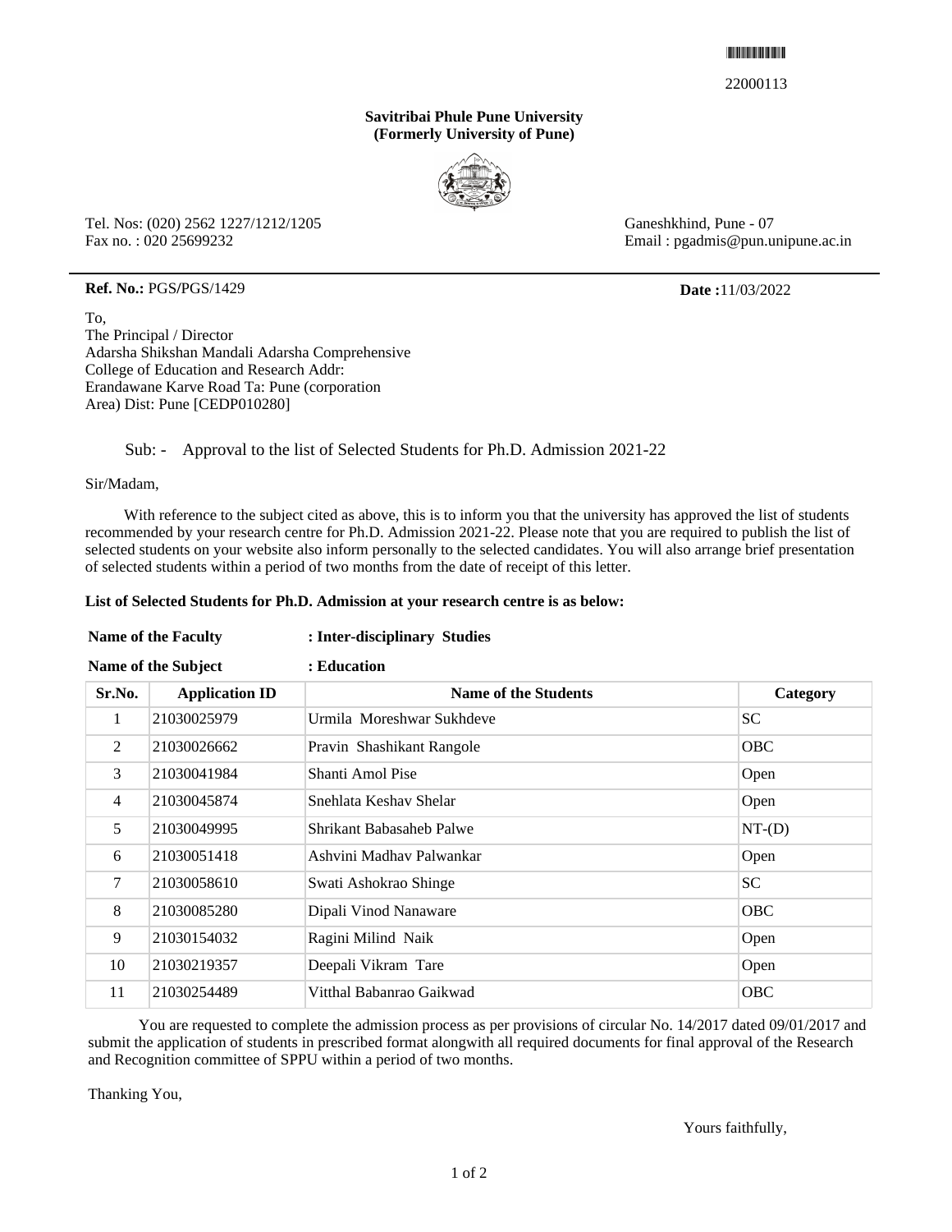22000113

**Savitribai Phule Pune University**
**(Formerly University of Pune)**

Tel. Nos: (020) 2562 1227/1212/1205
Fax no. : 020 25699232

Ganeshkhind, Pune - 07
Email : pgadmis@pun.unipune.ac.in

**Ref. No.:** PGS/PGS/1429

**Date :** 11/03/2022

To,
The Principal / Director
Adarsha Shikshan Mandali Adarsha Comprehensive College of Education and Research Addr: Erandawane Karve Road Ta: Pune (corporation Area) Dist: Pune [CEDP010280]

Sub: - Approval to the list of Selected Students for Ph.D. Admission 2021-22

Sir/Madam,

With reference to the subject cited as above, this is to inform you that the university has approved the list of students recommended by your research centre for Ph.D. Admission 2021-22. Please note that you are required to publish the list of selected students on your website also inform personally to the selected candidates. You will also arrange brief presentation of selected students within a period of two months from the date of receipt of this letter.

**List of Selected Students for Ph.D. Admission at your research centre is as below:**

**Name of the Faculty : Inter-disciplinary Studies**

**Name of the Subject : Education**

| Sr.No. | Application ID | Name of the Students | Category |
|---|---|---|---|
| 1 | 21030025979 | Urmila Moreshwar Sukhdeve | SC |
| 2 | 21030026662 | Pravin Shashikant Rangole | OBC |
| 3 | 21030041984 | Shanti Amol Pise | Open |
| 4 | 21030045874 | Snehlata Keshav Shelar | Open |
| 5 | 21030049995 | Shrikant Babasaheb Palwe | NT-(D) |
| 6 | 21030051418 | Ashvini Madhav Palwankar | Open |
| 7 | 21030058610 | Swati Ashokrao Shinge | SC |
| 8 | 21030085280 | Dipali Vinod Nanaware | OBC |
| 9 | 21030154032 | Ragini Milind Naik | Open |
| 10 | 21030219357 | Deepali Vikram Tare | Open |
| 11 | 21030254489 | Vitthal Babanrao Gaikwad | OBC |

You are requested to complete the admission process as per provisions of circular No. 14/2017 dated 09/01/2017 and submit the application of students in prescribed format alongwith all required documents for final approval of the Research and Recognition committee of SPPU within a period of two months.

Thanking You,

Yours faithfully,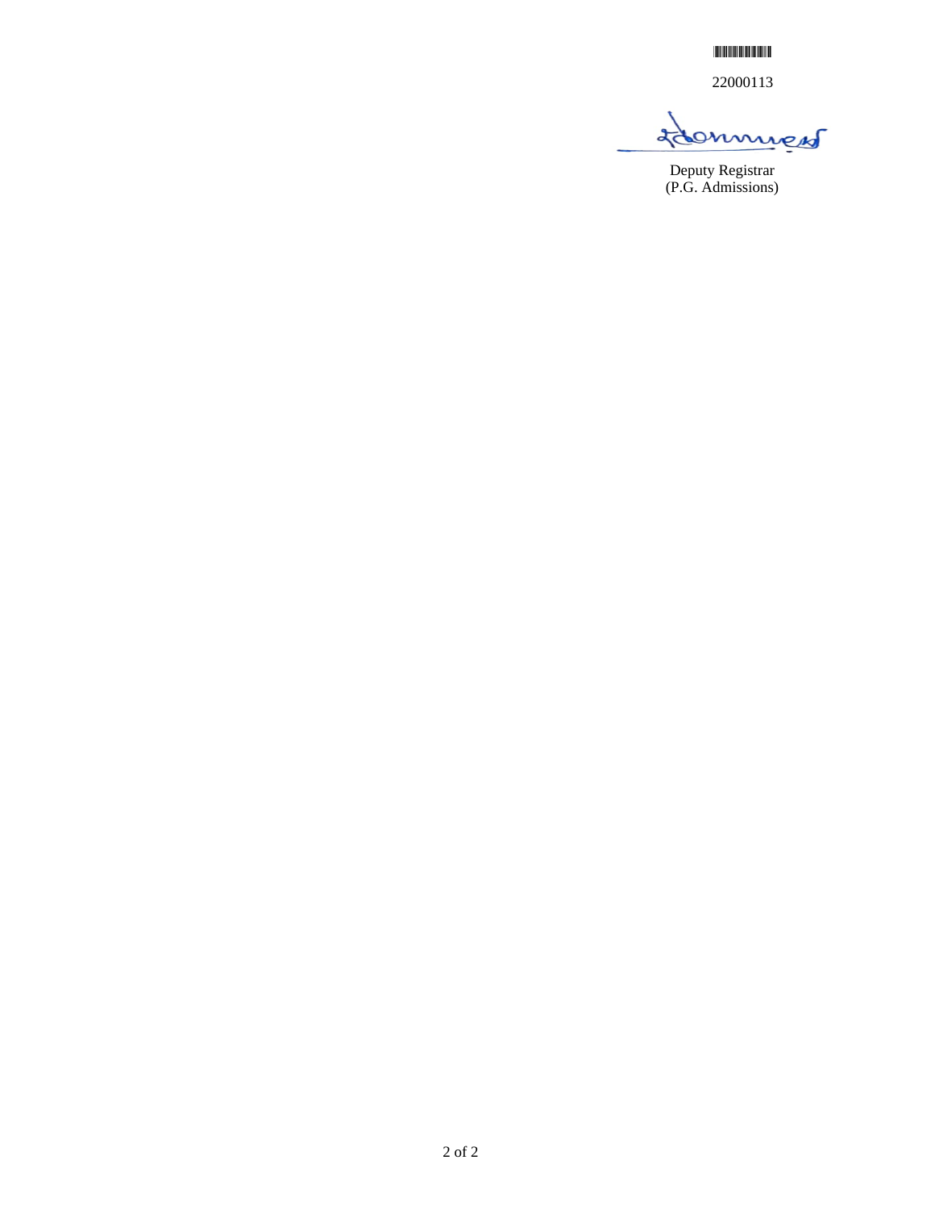22000113

Deputy Registrar
(P.G. Admissions)